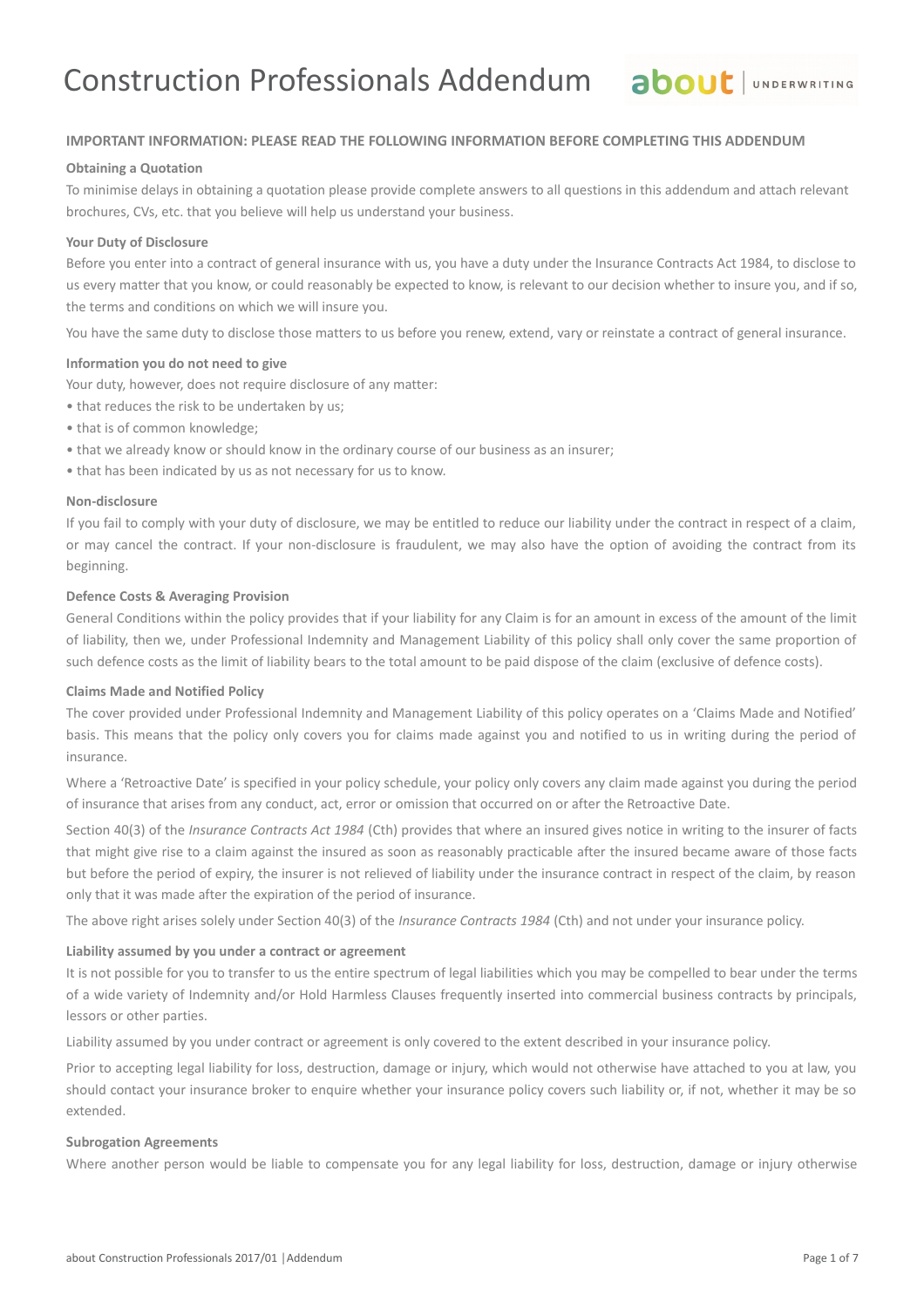# Construction Professionals Addendum

**IMPORTANT INFORMATION: PLEASE READ THE FOLLOWING INFORMATION BEFORE COMPLETING THIS ADDENDUM**

**Obtaining a Quotation**

To minimise delays in obtaining a quotation please provide complete answers to all questions in this addendum and attach relevant brochures, CVs, etc. that you believe will help us understand your business.

**Your Duty of Disclosure**

Before you enter into a contract of general insurance with us, you have a duty under the Insurance Contracts Act 1984, to disclose to us every matter that you know, or could reasonably be expected to know, is relevant to our decision whether to insure you, and if so, the terms and conditions on which we will insure you.

You have the same duty to disclose those matters to us before you renew, extend, vary or reinstate a contract of general insurance.

**Information you do not need to give**

Your duty, however, does not require disclosure of any matter:

- that reduces the risk to be undertaken by us;
- that is of common knowledge;
- that we already know or should know in the ordinary course of our business as an insurer;
- that has been indicated by us as not necessary for us to know.

**Non-disclosure**

If you fail to comply with your duty of disclosure, we may be entitled to reduce our liability under the contract in respect of a claim, or may cancel the contract. If your non-disclosure is fraudulent, we may also have the option of avoiding the contract from its beginning.

**Defence Costs & Averaging Provision**

General Conditions within the policy provides that if your liability for any Claim is for an amount in excess of the amount of the limit of liability, then we, under Professional Indemnity and Management Liability of this policy shall only cover the same proportion of such defence costs as the limit of liability bears to the total amount to be paid dispose of the claim (exclusive of defence costs).

**Claims Made and Notified Policy**

The cover provided under Professional Indemnity and Management Liability of this policy operates on a 'Claims Made and Notified' basis. This means that the policy only covers you for claims made against you and notified to us in writing during the period of insurance.

Where a 'Retroactive Date' is specified in your policy schedule, your policy only covers any claim made against you during the period of insurance that arises from any conduct, act, error or omission that occurred on or after the Retroactive Date.

Section 40(3) of the *Insurance Contracts Act 1984* (Cth) provides that where an insured gives notice in writing to the insurer of facts that might give rise to a claim against the insured as soon as reasonably practicable after the insured became aware of those facts but before the period of expiry, the insurer is not relieved of liability under the insurance contract in respect of the claim, by reason only that it was made after the expiration of the period of insurance.

The above right arises solely under Section 40(3) of the *Insurance Contracts 1984* (Cth) and not under your insurance policy.

**Liability assumed by you under a contract or agreement**

It is not possible for you to transfer to us the entire spectrum of legal liabilities which you may be compelled to bear under the terms of a wide variety of Indemnity and/or Hold Harmless Clauses frequently inserted into commercial business contracts by principals, lessors or other parties.

Liability assumed by you under contract or agreement is only covered to the extent described in your insurance policy.

Prior to accepting legal liability for loss, destruction, damage or injury, which would not otherwise have attached to you at law, you should contact your insurance broker to enquire whether your insurance policy covers such liability or, if not, whether it may be so extended.

**Subrogation Agreements**

Where another person would be liable to compensate you for any legal liability for loss, destruction, damage or injury otherwise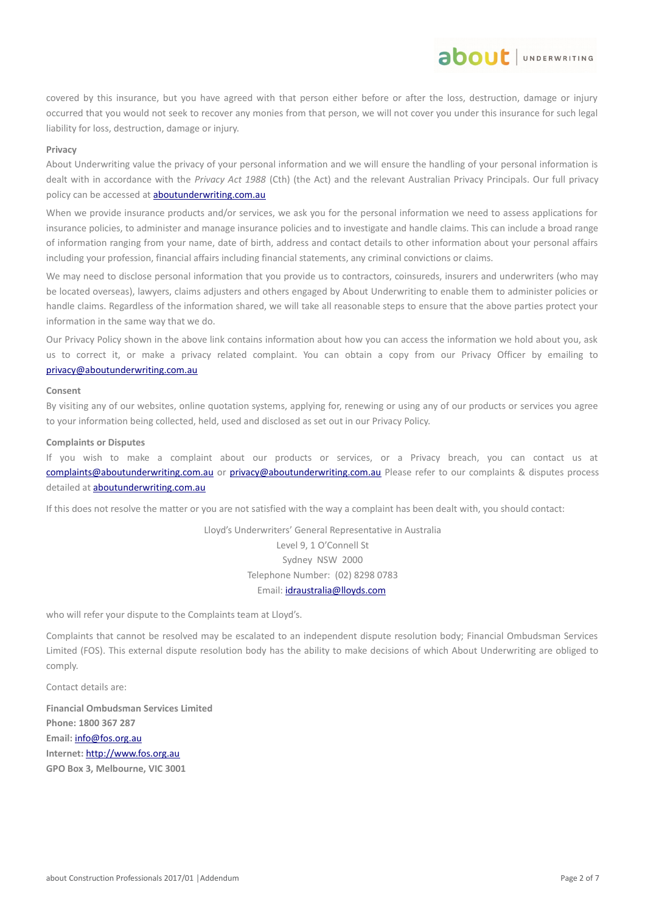covered by this insurance, but you have agreed with that person either before or after the loss, destruction, damage or injury occurred that you would not seek to recover any monies from that person, we will not cover you under this insurance for such legal liability for loss, destruction, damage or injury.

**Privacy**

About Underwriting value the privacy of your personal information and we will ensure the handling of your personal information is dealt with in accordance with the *Privacy Act 1988* (Cth) (the Act) and the relevant Australian Privacy Principals. Our full privacy policy can be accessed at aboutunderwriting.com.au

When we provide insurance products and/or services, we ask you for the personal information we need to assess applications for insurance policies, to administer and manage insurance policies and to investigate and handle claims. This can include a broad range of information ranging from your name, date of birth, address and contact details to other information about your personal affairs including your profession, financial affairs including financial statements, any criminal convictions or claims.

We may need to disclose personal information that you provide us to contractors, coinsureds, insurers and underwriters (who may be located overseas), lawyers, claims adjusters and others engaged by About Underwriting to enable them to administer policies or handle claims. Regardless of the information shared, we will take all reasonable steps to ensure that the above parties protect your information in the same way that we do.

Our Privacy Policy shown in the above link contains information about how you can access the information we hold about you, ask us to correct it, or make a privacy related complaint. You can obtain a copy from our Privacy Officer by emailing to privacy@aboutunderwriting.com.au

**Consent**

By visiting any of our websites, online quotation systems, applying for, renewing or using any of our products or services you agree to your information being collected, held, used and disclosed as set out in our Privacy Policy.

**Complaints or Disputes**

If you wish to make a complaint about our products or services, or a Privacy breach, you can contact us at complaints@aboutunderwriting.com.au or privacy@aboutunderwriting.com.au Please refer to our complaints & disputes process detailed at aboutunderwriting.com.au

If this does not resolve the matter or you are not satisfied with the way a complaint has been dealt with, you should contact:

Lloyd's Underwriters' General Representative in Australia
Level 9, 1 O'Connell St
Sydney NSW 2000
Telephone Number: (02) 8298 0783
Email: idraustralia@lloyds.com

who will refer your dispute to the Complaints team at Lloyd's.

Complaints that cannot be resolved may be escalated to an independent dispute resolution body; Financial Ombudsman Services Limited (FOS). This external dispute resolution body has the ability to make decisions of which About Underwriting are obliged to comply.

Contact details are:

**Financial Ombudsman Services Limited**
**Phone: 1800 367 287**
**Email:** info@fos.org.au
**Internet:** http://www.fos.org.au
**GPO Box 3, Melbourne, VIC 3001**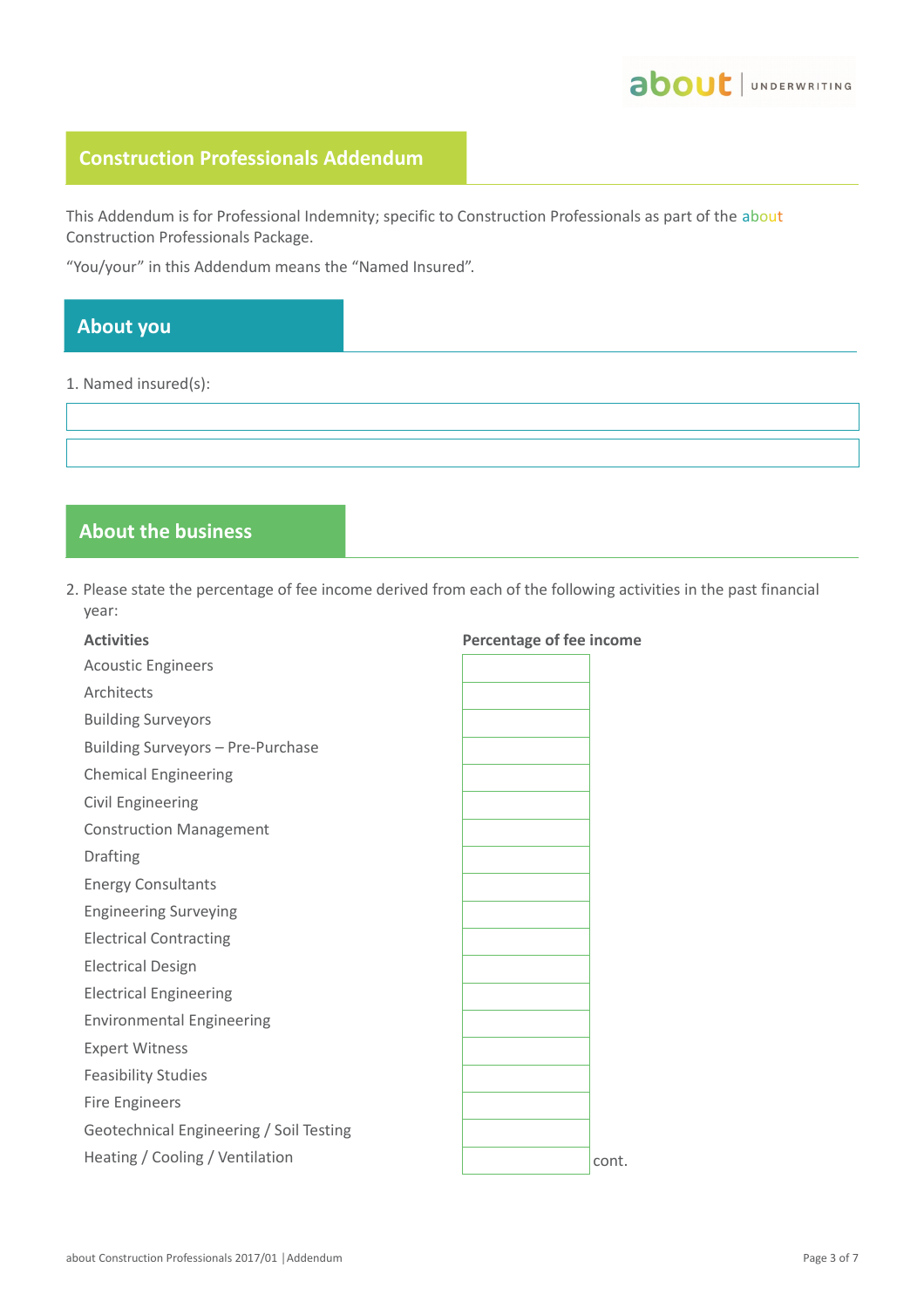## Construction Professionals Addendum

This Addendum is for Professional Indemnity; specific to Construction Professionals as part of the about Construction Professionals Package.

"You/your" in this Addendum means the "Named Insured".

## About you

1. Named insured(s):

| |
|---|
| |
| |

## About the business

2. Please state the percentage of fee income derived from each of the following activities in the past financial year:

| Activities | Percentage of fee income |
|---|---|
| Acoustic Engineers | |
| Architects | |
| Building Surveyors | |
| Building Surveyors – Pre-Purchase | |
| Chemical Engineering | |
| Civil Engineering | |
| Construction Management | |
| Drafting | |
| Energy Consultants | |
| Engineering Surveying | |
| Electrical Contracting | |
| Electrical Design | |
| Electrical Engineering | |
| Environmental Engineering | |
| Expert Witness | |
| Feasibility Studies | |
| Fire Engineers | |
| Geotechnical Engineering / Soil Testing | |
| Heating / Cooling / Ventilation | |

cont.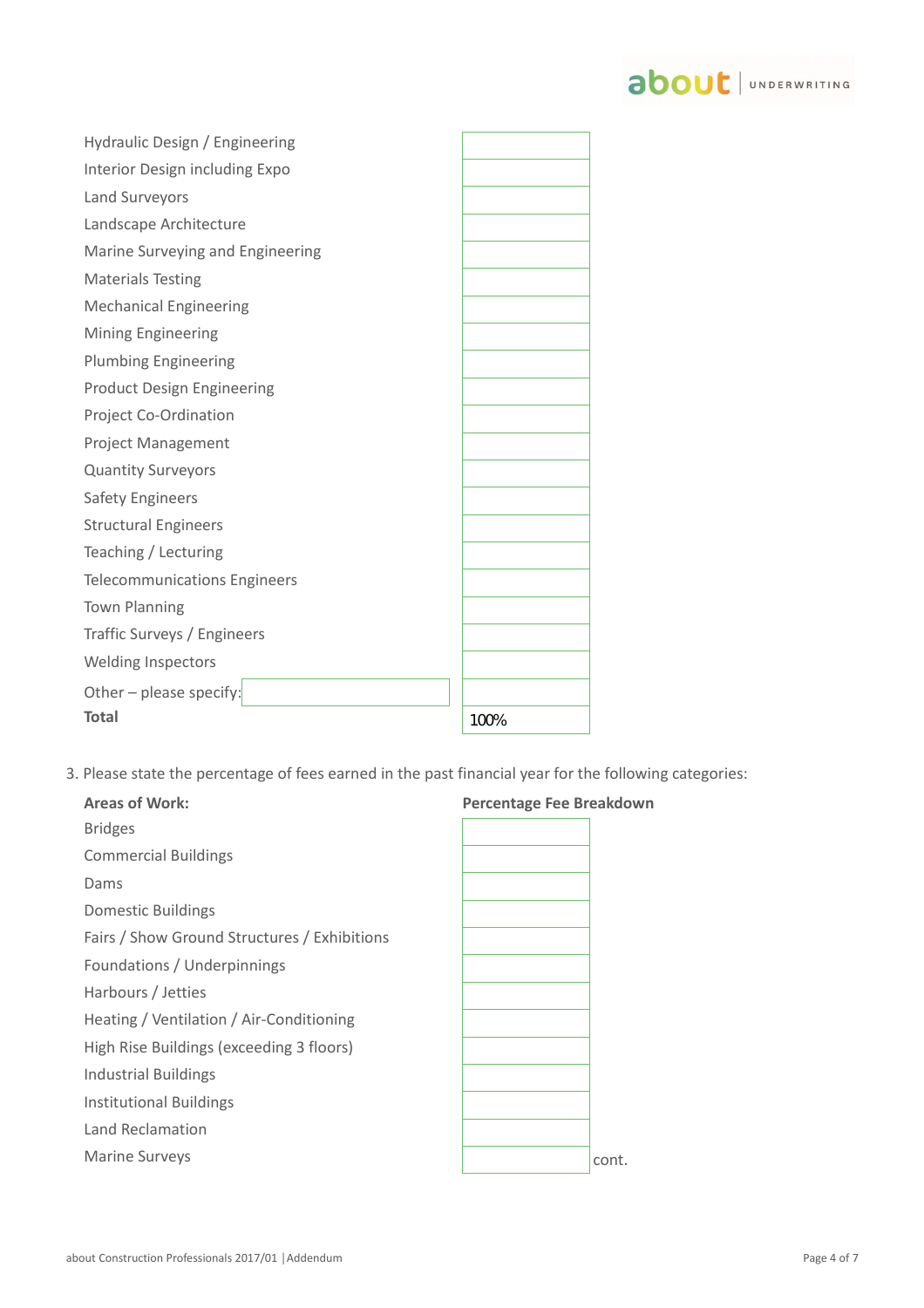| | |
|---|---|
| Hydraulic Design / Engineering | |
| Interior Design including Expo | |
| Land Surveyors | |
| Landscape Architecture | |
| Marine Surveying and Engineering | |
| Materials Testing | |
| Mechanical Engineering | |
| Mining Engineering | |
| Plumbing Engineering | |
| Product Design Engineering | |
| Project Co-Ordination | |
| Project Management | |
| Quantity Surveyors | |
| Safety Engineers | |
| Structural Engineers | |
| Teaching / Lecturing | |
| Telecommunications Engineers | |
| Town Planning | |
| Traffic Surveys / Engineers | |
| Welding Inspectors | |
| Other – please specify: | |
| **Total** | 100% |

3. Please state the percentage of fees earned in the past financial year for the following categories:

| **Areas of Work:** | **Percentage Fee Breakdown** |
|---|---|
| Bridges | |
| Commercial Buildings | |
| Dams | |
| Domestic Buildings | |
| Fairs / Show Ground Structures / Exhibitions | |
| Foundations / Underpinnings | |
| Harbours / Jetties | |
| Heating / Ventilation / Air-Conditioning | |
| High Rise Buildings (exceeding 3 floors) | |
| Industrial Buildings | |
| Institutional Buildings | |
| Land Reclamation | |
| Marine Surveys | |

cont.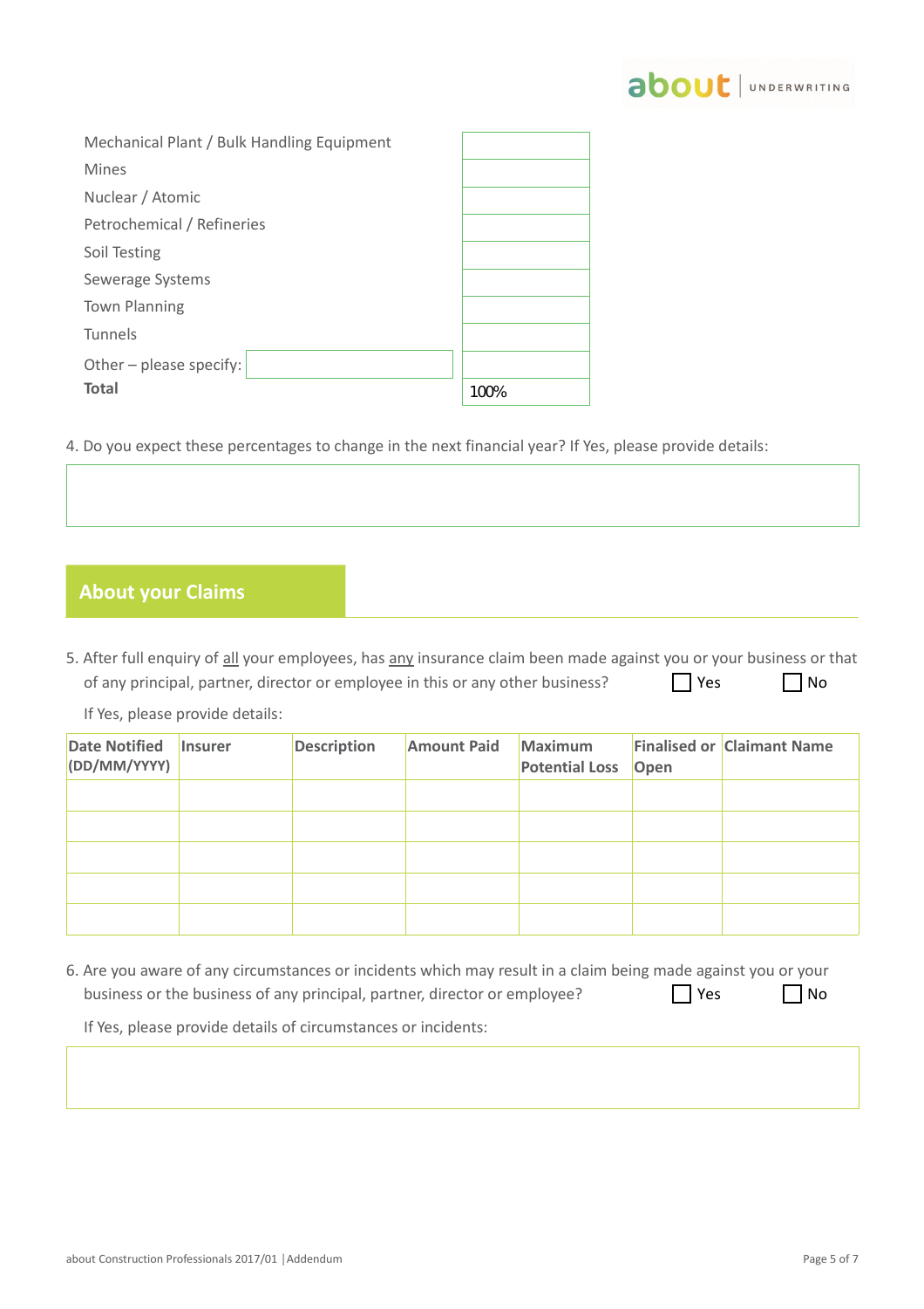| | |
|---|---|
| Mechanical Plant / Bulk Handling Equipment | |
| Mines | |
| Nuclear / Atomic | |
| Petrochemical / Refineries | |
| Soil Testing | |
| Sewerage Systems | |
| Town Planning | |
| Tunnels | |
| Other – please specify: | |
| **Total** | 100% |

4. Do you expect these percentages to change in the next financial year? If Yes, please provide details:

## About your Claims

5. After full enquiry of <u>all</u> your employees, has <u>any</u> insurance claim been made against you or your business or that of any principal, partner, director or employee in this or any other business? ☐ Yes ☐ No

If Yes, please provide details:

| Date Notified (DD/MM/YYYY) | Insurer | Description | Amount Paid | Maximum Potential Loss | Finalised or Open | Claimant Name |
|---|---|---|---|---|---|---|
| | | | | | | |
| | | | | | | |
| | | | | | | |
| | | | | | | |
| | | | | | | |

6. Are you aware of any circumstances or incidents which may result in a claim being made against you or your business or the business of any principal, partner, director or employee? ☐ Yes ☐ No

If Yes, please provide details of circumstances or incidents: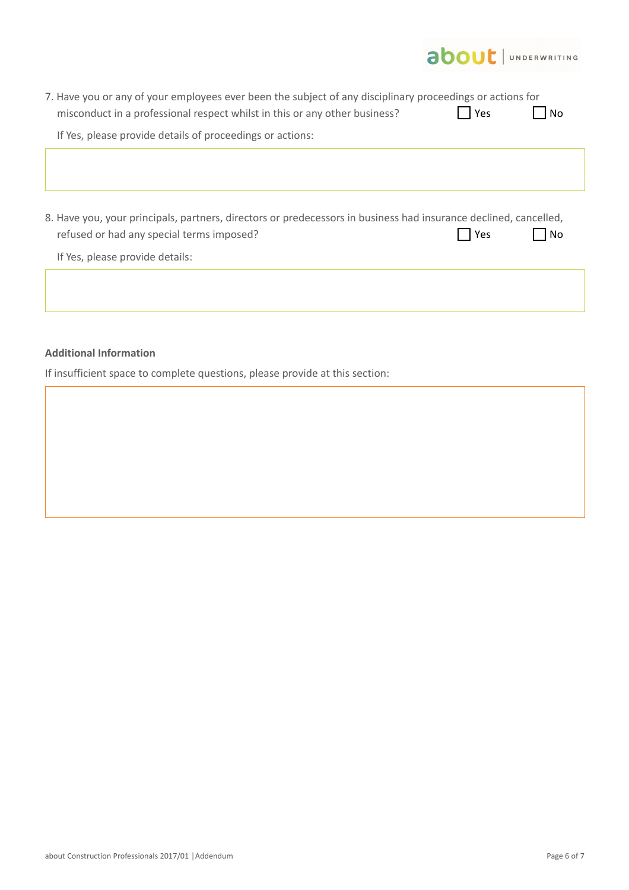7. Have you or any of your employees ever been the subject of any disciplinary proceedings or actions for misconduct in a professional respect whilst in this or any other business? ☐ Yes ☐ No

   If Yes, please provide details of proceedings or actions:

8. Have you, your principals, partners, directors or predecessors in business had insurance declined, cancelled, refused or had any special terms imposed? ☐ Yes ☐ No

   If Yes, please provide details:

**Additional Information**

If insufficient space to complete questions, please provide at this section: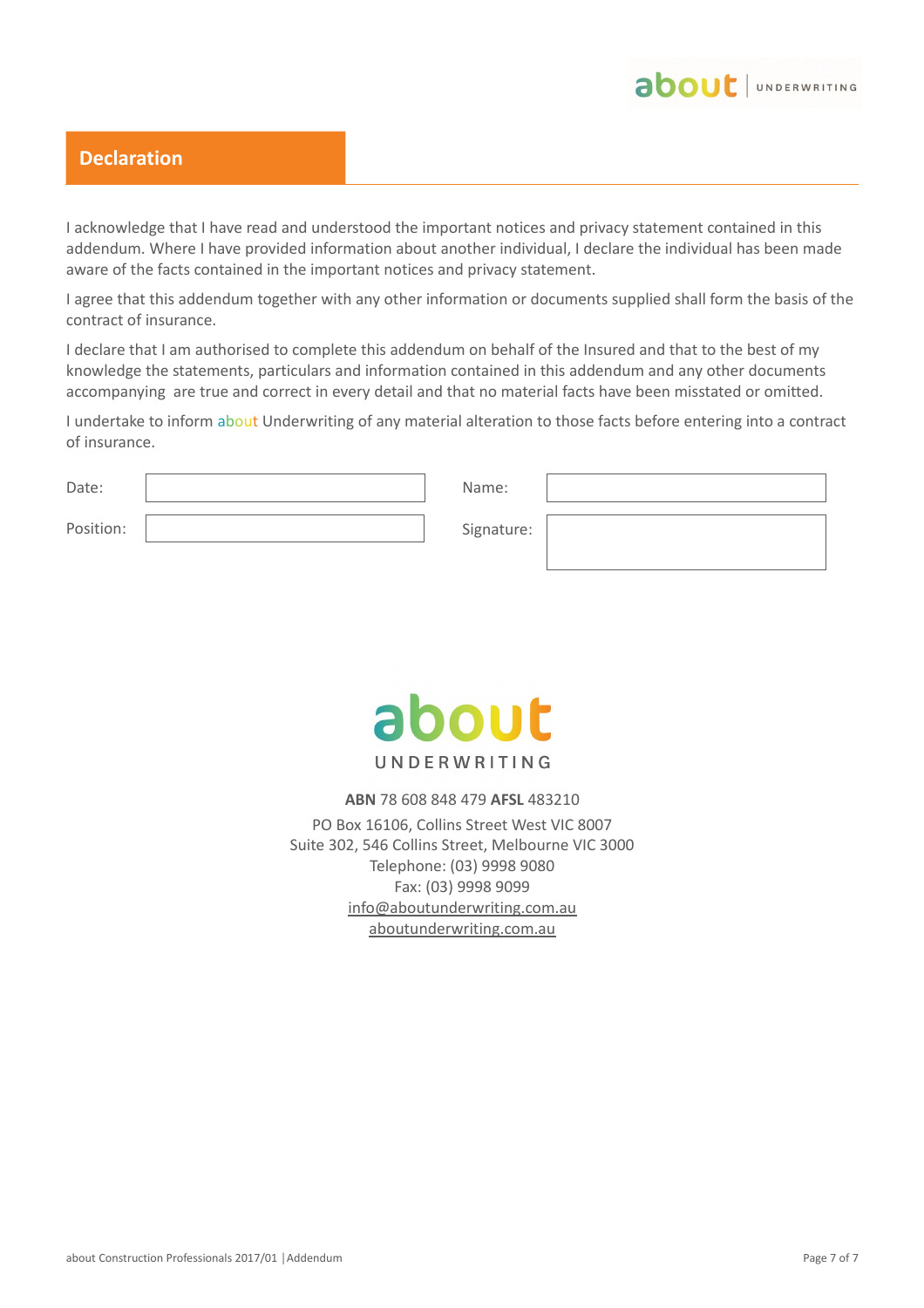## Declaration

I acknowledge that I have read and understood the important notices and privacy statement contained in this addendum. Where I have provided information about another individual, I declare the individual has been made aware of the facts contained in the important notices and privacy statement.

I agree that this addendum together with any other information or documents supplied shall form the basis of the contract of insurance.

I declare that I am authorised to complete this addendum on behalf of the Insured and that to the best of my knowledge the statements, particulars and information contained in this addendum and any other documents accompanying are true and correct in every detail and that no material facts have been misstated or omitted.

I undertake to inform about Underwriting of any material alteration to those facts before entering into a contract of insurance.

| | | | |
|---|---|---|---|
| Date: | | Name: | |
| Position: | | Signature: | |

about UNDERWRITING

**ABN** 78 608 848 479 **AFSL** 483210

PO Box 16106, Collins Street West VIC 8007
Suite 302, 546 Collins Street, Melbourne VIC 3000
Telephone: (03) 9998 9080
Fax: (03) 9998 9099
info@aboutunderwriting.com.au
aboutunderwriting.com.au